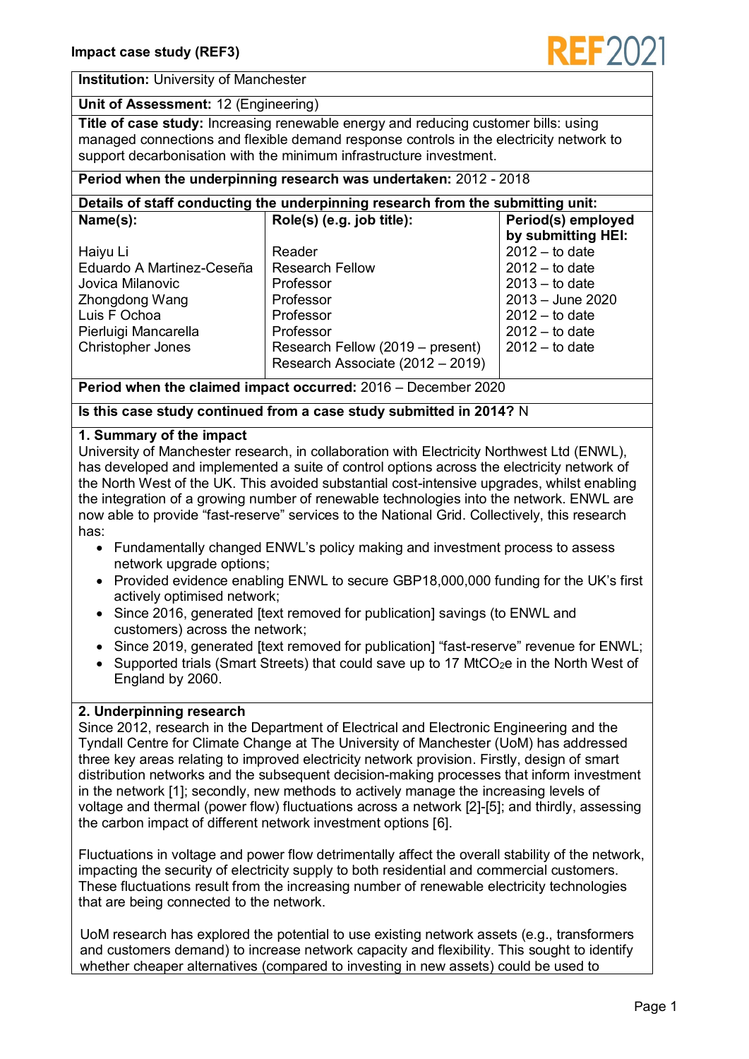# Impact case study (REF3)

**Institution:** University of Manchester

**Unit of Assessment:** 12 (Engineering)

**Title of case study:** Increasing renewable energy and reducing customer bills: using managed connections and flexible demand response controls in the electricity network to support decarbonisation with the minimum infrastructure investment.

**Period when the underpinning research was undertaken:** 2012 - 2018

**Details of staff conducting the underpinning research from the submitting unit:**

| Name(s): | Role(s) (e.g. job title): | Period(s) employed by submitting HEI: |
|---|---|---|
| Haiyu Li | Reader | 2012 – to date |
| Eduardo A Martinez-Ceseña | Research Fellow | 2012 – to date |
| Jovica Milanovic | Professor | 2013 – to date |
| Zhongdong Wang | Professor | 2013 – June 2020 |
| Luis F Ochoa | Professor | 2012 – to date |
| Pierluigi Mancarella | Professor | 2012 – to date |
| Christopher Jones | Research Fellow (2019 – present) Research Associate (2012 – 2019) | 2012 – to date |

**Period when the claimed impact occurred:** 2016 – December 2020

**Is this case study continued from a case study submitted in 2014?** N

## 1. Summary of the impact

University of Manchester research, in collaboration with Electricity Northwest Ltd (ENWL), has developed and implemented a suite of control options across the electricity network of the North West of the UK. This avoided substantial cost-intensive upgrades, whilst enabling the integration of a growing number of renewable technologies into the network. ENWL are now able to provide "fast-reserve" services to the National Grid. Collectively, this research has:

- Fundamentally changed ENWL's policy making and investment process to assess network upgrade options;
- Provided evidence enabling ENWL to secure GBP18,000,000 funding for the UK's first actively optimised network;
- Since 2016, generated [text removed for publication] savings (to ENWL and customers) across the network;
- Since 2019, generated [text removed for publication] "fast-reserve" revenue for ENWL;
- Supported trials (Smart Streets) that could save up to 17 $MtCO_2e$ in the North West of England by 2060.

## 2. Underpinning research

Since 2012, research in the Department of Electrical and Electronic Engineering and the Tyndall Centre for Climate Change at The University of Manchester (UoM) has addressed three key areas relating to improved electricity network provision. Firstly, design of smart distribution networks and the subsequent decision-making processes that inform investment in the network [1]; secondly, new methods to actively manage the increasing levels of voltage and thermal (power flow) fluctuations across a network [2]-[5]; and thirdly, assessing the carbon impact of different network investment options [6].

Fluctuations in voltage and power flow detrimentally affect the overall stability of the network, impacting the security of electricity supply to both residential and commercial customers. These fluctuations result from the increasing number of renewable electricity technologies that are being connected to the network.

UoM research has explored the potential to use existing network assets (e.g., transformers and customers demand) to increase network capacity and flexibility. This sought to identify whether cheaper alternatives (compared to investing in new assets) could be used to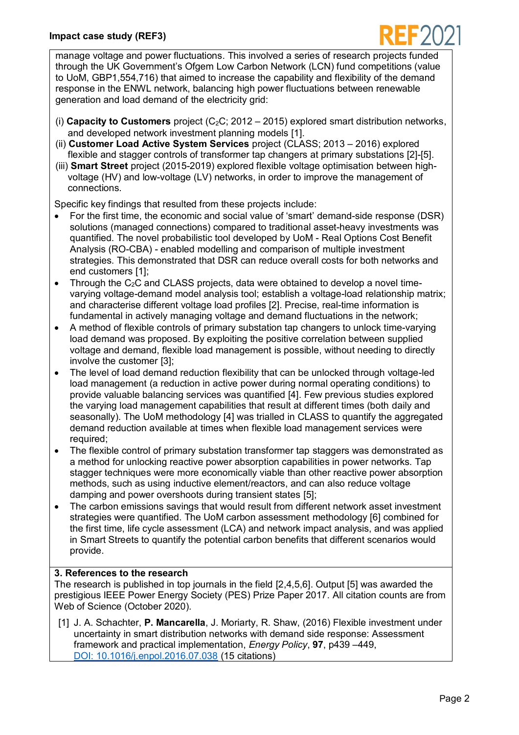manage voltage and power fluctuations. This involved a series of research projects funded through the UK Government's Ofgem Low Carbon Network (LCN) fund competitions (value to UoM, GBP1,554,716) that aimed to increase the capability and flexibility of the demand response in the ENWL network, balancing high power fluctuations between renewable generation and load demand of the electricity grid:

(i) **Capacity to Customers** project ($C_2C$; 2012 – 2015) explored smart distribution networks, and developed network investment planning models [1].
(ii) **Customer Load Active System Services** project (CLASS; 2013 – 2016) explored flexible and stagger controls of transformer tap changers at primary substations [2]-[5].
(iii) **Smart Street** project (2015-2019) explored flexible voltage optimisation between high-voltage (HV) and low-voltage (LV) networks, in order to improve the management of connections.

Specific key findings that resulted from these projects include:

- For the first time, the economic and social value of 'smart' demand-side response (DSR) solutions (managed connections) compared to traditional asset-heavy investments was quantified. The novel probabilistic tool developed by UoM - Real Options Cost Benefit Analysis (RO-CBA) - enabled modelling and comparison of multiple investment strategies. This demonstrated that DSR can reduce overall costs for both networks and end customers [1];
- Through the $C_2C$ and CLASS projects, data were obtained to develop a novel time-varying voltage-demand model analysis tool; establish a voltage-load relationship matrix; and characterise different voltage load profiles [2]. Precise, real-time information is fundamental in actively managing voltage and demand fluctuations in the network;
- A method of flexible controls of primary substation tap changers to unlock time-varying load demand was proposed. By exploiting the positive correlation between supplied voltage and demand, flexible load management is possible, without needing to directly involve the customer [3];
- The level of load demand reduction flexibility that can be unlocked through voltage-led load management (a reduction in active power during normal operating conditions) to provide valuable balancing services was quantified [4]. Few previous studies explored the varying load management capabilities that result at different times (both daily and seasonally). The UoM methodology [4] was trialled in CLASS to quantify the aggregated demand reduction available at times when flexible load management services were required;
- The flexible control of primary substation transformer tap staggers was demonstrated as a method for unlocking reactive power absorption capabilities in power networks. Tap stagger techniques were more economically viable than other reactive power absorption methods, such as using inductive element/reactors, and can also reduce voltage damping and power overshoots during transient states [5];
- The carbon emissions savings that would result from different network asset investment strategies were quantified. The UoM carbon assessment methodology [6] combined for the first time, life cycle assessment (LCA) and network impact analysis, and was applied in Smart Streets to quantify the potential carbon benefits that different scenarios would provide.

## 3. References to the research

The research is published in top journals in the field [2,4,5,6]. Output [5] was awarded the prestigious IEEE Power Energy Society (PES) Prize Paper 2017. All citation counts are from Web of Science (October 2020).

[1] J. A. Schachter, **P. Mancarella**, J. Moriarty, R. Shaw, (2016) Flexible investment under uncertainty in smart distribution networks with demand side response: Assessment framework and practical implementation, *Energy Policy*, **97**, p439 –449, DOI: 10.1016/j.enpol.2016.07.038 (15 citations)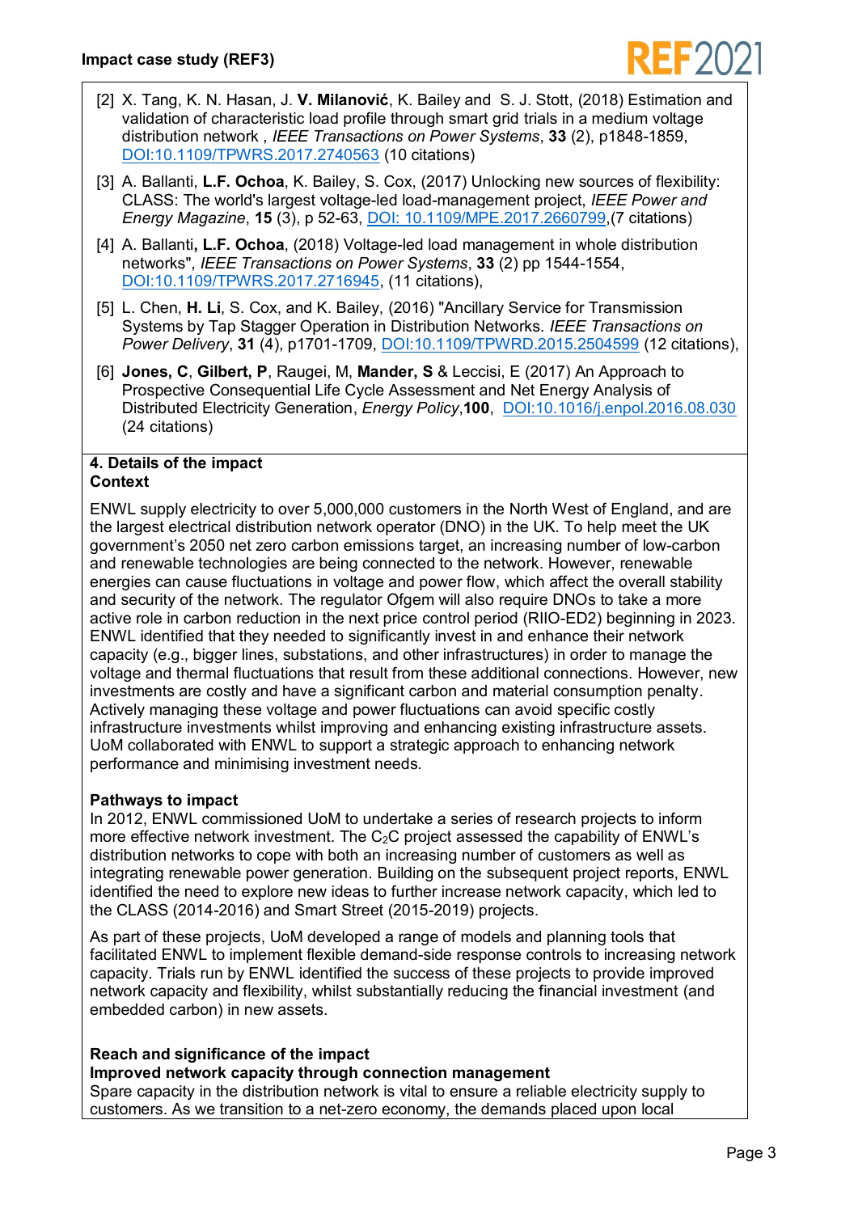[2] X. Tang, K. N. Hasan, J. **V. Milanović**, K. Bailey and S. J. Stott, (2018) Estimation and validation of characteristic load profile through smart grid trials in a medium voltage distribution network , *IEEE Transactions on Power Systems*, **33** (2), p1848-1859, DOI:10.1109/TPWRS.2017.2740563 (10 citations)

[3] A. Ballanti, **L.F. Ochoa**, K. Bailey, S. Cox, (2017) Unlocking new sources of flexibility: CLASS: The world's largest voltage-led load-management project, *IEEE Power and Energy Magazine*, **15** (3), p 52-63, DOI: 10.1109/MPE.2017.2660799,(7 citations)

[4] A. Ballanti**, L.F. Ochoa**, (2018) Voltage-led load management in whole distribution networks", *IEEE Transactions on Power Systems*, **33** (2) pp 1544-1554, DOI:10.1109/TPWRS.2017.2716945, (11 citations),

[5] L. Chen, **H. Li**, S. Cox, and K. Bailey, (2016) "Ancillary Service for Transmission Systems by Tap Stagger Operation in Distribution Networks. *IEEE Transactions on Power Delivery*, **31** (4), p1701-1709, DOI:10.1109/TPWRD.2015.2504599 (12 citations),

[6] **Jones, C**, **Gilbert, P**, Raugei, M, **Mander, S** & Leccisi, E (2017) An Approach to Prospective Consequential Life Cycle Assessment and Net Energy Analysis of Distributed Electricity Generation, *Energy Policy*,**100**, DOI:10.1016/j.enpol.2016.08.030 (24 citations)

## 4. Details of the impact

**Context**

ENWL supply electricity to over 5,000,000 customers in the North West of England, and are the largest electrical distribution network operator (DNO) in the UK. To help meet the UK government's 2050 net zero carbon emissions target, an increasing number of low-carbon and renewable technologies are being connected to the network. However, renewable energies can cause fluctuations in voltage and power flow, which affect the overall stability and security of the network. The regulator Ofgem will also require DNOs to take a more active role in carbon reduction in the next price control period (RIIO-ED2) beginning in 2023. ENWL identified that they needed to significantly invest in and enhance their network capacity (e.g., bigger lines, substations, and other infrastructures) in order to manage the voltage and thermal fluctuations that result from these additional connections. However, new investments are costly and have a significant carbon and material consumption penalty. Actively managing these voltage and power fluctuations can avoid specific costly infrastructure investments whilst improving and enhancing existing infrastructure assets. UoM collaborated with ENWL to support a strategic approach to enhancing network performance and minimising investment needs.

**Pathways to impact**

In 2012, ENWL commissioned UoM to undertake a series of research projects to inform more effective network investment. The $C_2C$ project assessed the capability of ENWL's distribution networks to cope with both an increasing number of customers as well as integrating renewable power generation. Building on the subsequent project reports, ENWL identified the need to explore new ideas to further increase network capacity, which led to the CLASS (2014-2016) and Smart Street (2015-2019) projects.

As part of these projects, UoM developed a range of models and planning tools that facilitated ENWL to implement flexible demand-side response controls to increasing network capacity. Trials run by ENWL identified the success of these projects to provide improved network capacity and flexibility, whilst substantially reducing the financial investment (and embedded carbon) in new assets.

**Reach and significance of the impact**

**Improved network capacity through connection management**

Spare capacity in the distribution network is vital to ensure a reliable electricity supply to customers. As we transition to a net-zero economy, the demands placed upon local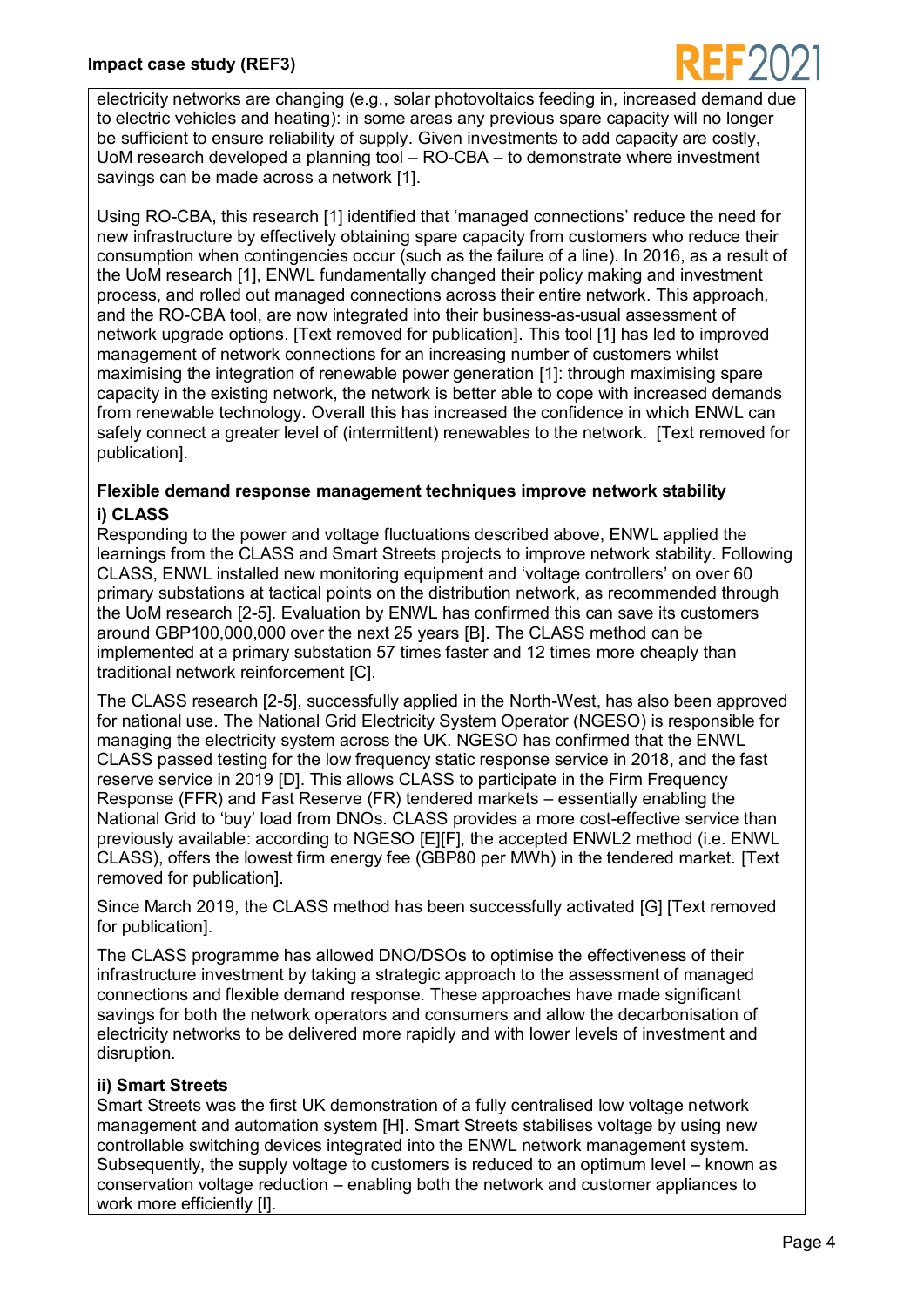electricity networks are changing (e.g., solar photovoltaics feeding in, increased demand due to electric vehicles and heating): in some areas any previous spare capacity will no longer be sufficient to ensure reliability of supply. Given investments to add capacity are costly, UoM research developed a planning tool – RO-CBA – to demonstrate where investment savings can be made across a network [1].

Using RO-CBA, this research [1] identified that 'managed connections' reduce the need for new infrastructure by effectively obtaining spare capacity from customers who reduce their consumption when contingencies occur (such as the failure of a line). In 2016, as a result of the UoM research [1], ENWL fundamentally changed their policy making and investment process, and rolled out managed connections across their entire network. This approach, and the RO-CBA tool, are now integrated into their business-as-usual assessment of network upgrade options. [Text removed for publication]. This tool [1] has led to improved management of network connections for an increasing number of customers whilst maximising the integration of renewable power generation [1]: through maximising spare capacity in the existing network, the network is better able to cope with increased demands from renewable technology. Overall this has increased the confidence in which ENWL can safely connect a greater level of (intermittent) renewables to the network. [Text removed for publication].

**Flexible demand response management techniques improve network stability**

**i) CLASS**

Responding to the power and voltage fluctuations described above, ENWL applied the learnings from the CLASS and Smart Streets projects to improve network stability. Following CLASS, ENWL installed new monitoring equipment and 'voltage controllers' on over 60 primary substations at tactical points on the distribution network, as recommended through the UoM research [2-5]. Evaluation by ENWL has confirmed this can save its customers around GBP100,000,000 over the next 25 years [B]. The CLASS method can be implemented at a primary substation 57 times faster and 12 times more cheaply than traditional network reinforcement [C].

The CLASS research [2-5], successfully applied in the North-West, has also been approved for national use. The National Grid Electricity System Operator (NGESO) is responsible for managing the electricity system across the UK. NGESO has confirmed that the ENWL CLASS passed testing for the low frequency static response service in 2018, and the fast reserve service in 2019 [D]. This allows CLASS to participate in the Firm Frequency Response (FFR) and Fast Reserve (FR) tendered markets – essentially enabling the National Grid to 'buy' load from DNOs. CLASS provides a more cost-effective service than previously available: according to NGESO [E][F], the accepted ENWL2 method (i.e. ENWL CLASS), offers the lowest firm energy fee (GBP80 per MWh) in the tendered market. [Text removed for publication].

Since March 2019, the CLASS method has been successfully activated [G] [Text removed for publication].

The CLASS programme has allowed DNO/DSOs to optimise the effectiveness of their infrastructure investment by taking a strategic approach to the assessment of managed connections and flexible demand response. These approaches have made significant savings for both the network operators and consumers and allow the decarbonisation of electricity networks to be delivered more rapidly and with lower levels of investment and disruption.

**ii) Smart Streets**

Smart Streets was the first UK demonstration of a fully centralised low voltage network management and automation system [H]. Smart Streets stabilises voltage by using new controllable switching devices integrated into the ENWL network management system. Subsequently, the supply voltage to customers is reduced to an optimum level – known as conservation voltage reduction – enabling both the network and customer appliances to work more efficiently [I].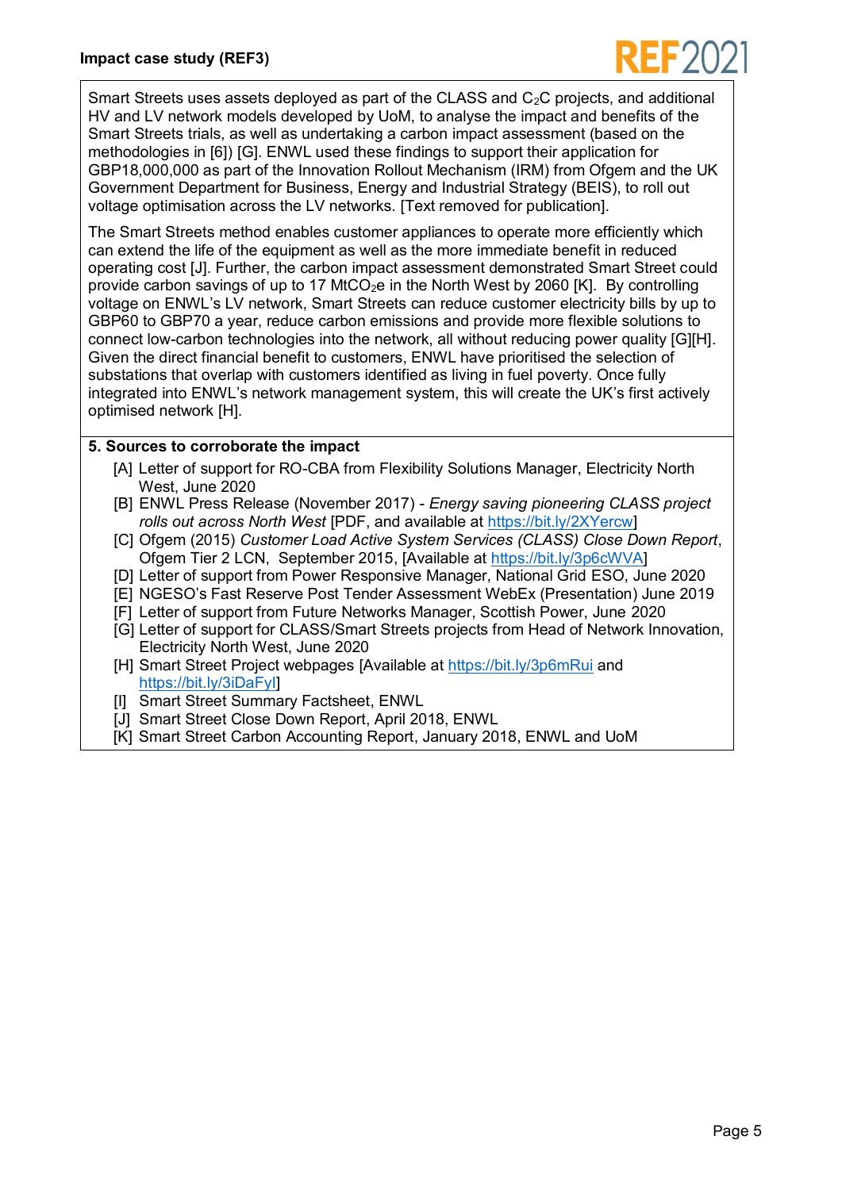Smart Streets uses assets deployed as part of the CLASS and $C_2C$ projects, and additional HV and LV network models developed by UoM, to analyse the impact and benefits of the Smart Streets trials, as well as undertaking a carbon impact assessment (based on the methodologies in [6]) [G]. ENWL used these findings to support their application for GBP18,000,000 as part of the Innovation Rollout Mechanism (IRM) from Ofgem and the UK Government Department for Business, Energy and Industrial Strategy (BEIS), to roll out voltage optimisation across the LV networks. [Text removed for publication].

The Smart Streets method enables customer appliances to operate more efficiently which can extend the life of the equipment as well as the more immediate benefit in reduced operating cost [J]. Further, the carbon impact assessment demonstrated Smart Street could provide carbon savings of up to 17 $MtCO_2e$ in the North West by 2060 [K]. By controlling voltage on ENWL's LV network, Smart Streets can reduce customer electricity bills by up to GBP60 to GBP70 a year, reduce carbon emissions and provide more flexible solutions to connect low-carbon technologies into the network, all without reducing power quality [G][H]. Given the direct financial benefit to customers, ENWL have prioritised the selection of substations that overlap with customers identified as living in fuel poverty. Once fully integrated into ENWL's network management system, this will create the UK's first actively optimised network [H].

## 5. Sources to corroborate the impact

- [A] Letter of support for RO-CBA from Flexibility Solutions Manager, Electricity North West, June 2020
- [B] ENWL Press Release (November 2017) - *Energy saving pioneering CLASS project rolls out across North West* [PDF, and available at https://bit.ly/2XYercw]
- [C] Ofgem (2015) *Customer Load Active System Services (CLASS) Close Down Report*, Ofgem Tier 2 LCN, September 2015, [Available at https://bit.ly/3p6cWVA]
- [D] Letter of support from Power Responsive Manager, National Grid ESO, June 2020
- [E] NGESO's Fast Reserve Post Tender Assessment WebEx (Presentation) June 2019
- [F] Letter of support from Future Networks Manager, Scottish Power, June 2020
- [G] Letter of support for CLASS/Smart Streets projects from Head of Network Innovation, Electricity North West, June 2020
- [H] Smart Street Project webpages [Available at https://bit.ly/3p6mRui and https://bit.ly/3iDaFyl]
- [I] Smart Street Summary Factsheet, ENWL
- [J] Smart Street Close Down Report, April 2018, ENWL
- [K] Smart Street Carbon Accounting Report, January 2018, ENWL and UoM